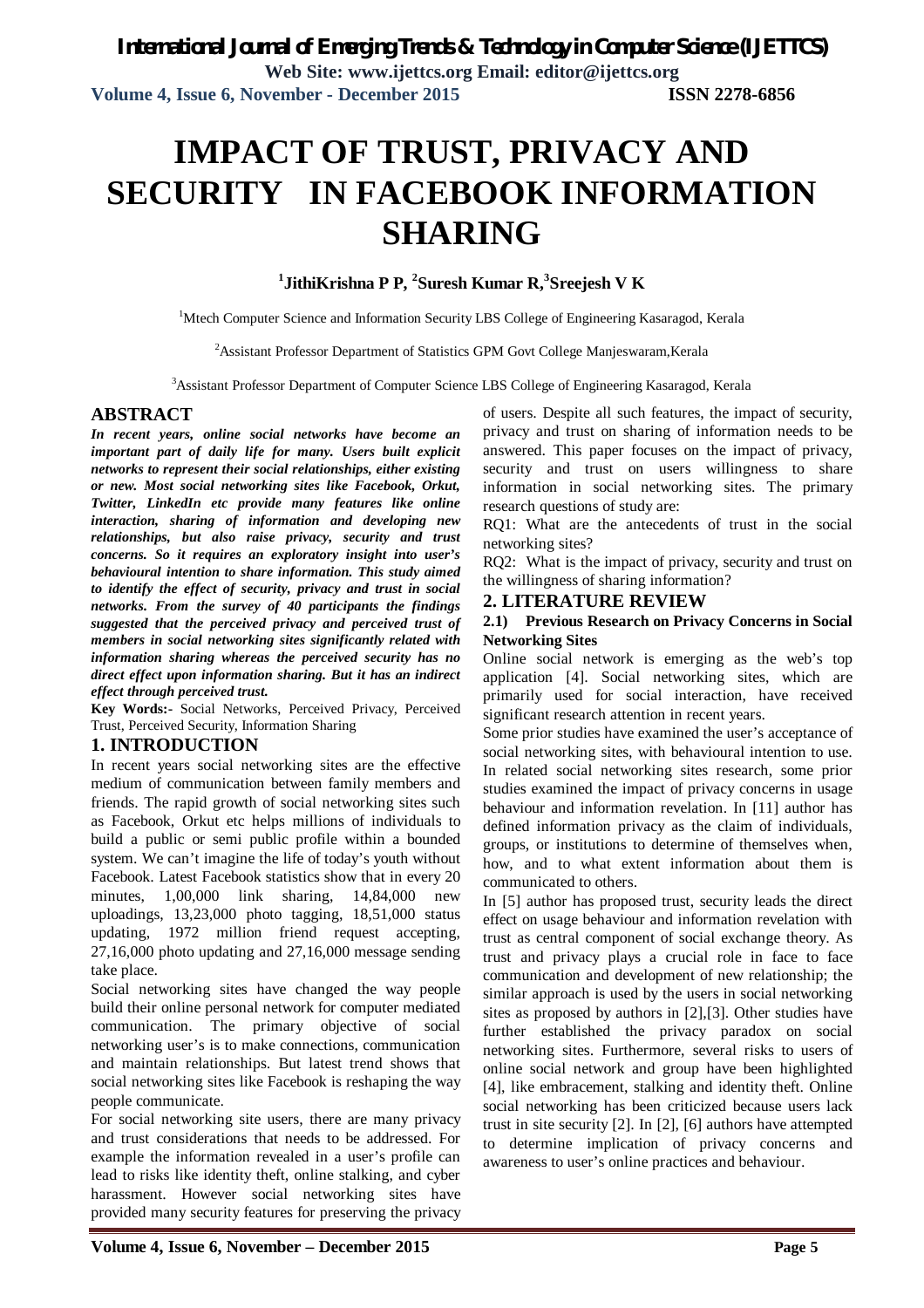# IMPACT OF TRUST, PRIVACY AND SECURITY IN FACEBOOK INFORMATION SHARING

**[1]JithiKrishna P P, [2]Suresh Kumar R,[3]Sreejesh V K**

[1]Mtech Computer Science and Information Security LBS College of Engineering Kasaragod, Kerala

[2]Assistant Professor Department of Statistics GPM Govt College Manjeswaram,Kerala

[3]Assistant Professor Department of Computer Science LBS College of Engineering Kasaragod, Kerala

## ABSTRACT

***In recent years, online social networks have become an important part of daily life for many. Users built explicit networks to represent their social relationships, either existing or new. Most social networking sites like Facebook, Orkut, Twitter, LinkedIn etc provide many features like online interaction, sharing of information and developing new relationships, but also raise privacy, security and trust concerns. So it requires an exploratory insight into user's behavioural intention to share information. This study aimed to identify the effect of security, privacy and trust in social networks. From the survey of 40 participants the findings suggested that the perceived privacy and perceived trust of members in social networking sites significantly related with information sharing whereas the perceived security has no direct effect upon information sharing. But it has an indirect effect through perceived trust.***

**Key Words:-** Social Networks, Perceived Privacy, Perceived Trust, Perceived Security, Information Sharing

## 1. INTRODUCTION

In recent years social networking sites are the effective medium of communication between family members and friends. The rapid growth of social networking sites such as Facebook, Orkut etc helps millions of individuals to build a public or semi public profile within a bounded system. We can't imagine the life of today's youth without Facebook. Latest Facebook statistics show that in every 20 minutes, 1,00,000 link sharing, 14,84,000 new uploadings, 13,23,000 photo tagging, 18,51,000 status updating, 1972 million friend request accepting, 27,16,000 photo updating and 27,16,000 message sending take place.

Social networking sites have changed the way people build their online personal network for computer mediated communication. The primary objective of social networking user's is to make connections, communication and maintain relationships. But latest trend shows that social networking sites like Facebook is reshaping the way people communicate.

For social networking site users, there are many privacy and trust considerations that needs to be addressed. For example the information revealed in a user's profile can lead to risks like identity theft, online stalking, and cyber harassment. However social networking sites have provided many security features for preserving the privacy of users. Despite all such features, the impact of security, privacy and trust on sharing of information needs to be answered. This paper focuses on the impact of privacy, security and trust on users willingness to share information in social networking sites. The primary research questions of study are:

RQ1: What are the antecedents of trust in the social networking sites?

RQ2: What is the impact of privacy, security and trust on the willingness of sharing information?

## 2. LITERATURE REVIEW

### 2.1) Previous Research on Privacy Concerns in Social Networking Sites

Online social network is emerging as the web's top application [4]. Social networking sites, which are primarily used for social interaction, have received significant research attention in recent years.

Some prior studies have examined the user's acceptance of social networking sites, with behavioural intention to use. In related social networking sites research, some prior studies examined the impact of privacy concerns in usage behaviour and information revelation. In [11] author has defined information privacy as the claim of individuals, groups, or institutions to determine of themselves when, how, and to what extent information about them is communicated to others.

In [5] author has proposed trust, security leads the direct effect on usage behaviour and information revelation with trust as central component of social exchange theory. As trust and privacy plays a crucial role in face to face communication and development of new relationship; the similar approach is used by the users in social networking sites as proposed by authors in [2],[3]. Other studies have further established the privacy paradox on social networking sites. Furthermore, several risks to users of online social network and group have been highlighted [4], like embracement, stalking and identity theft. Online social networking has been criticized because users lack trust in site security [2]. In [2], [6] authors have attempted to determine implication of privacy concerns and awareness to user's online practices and behaviour.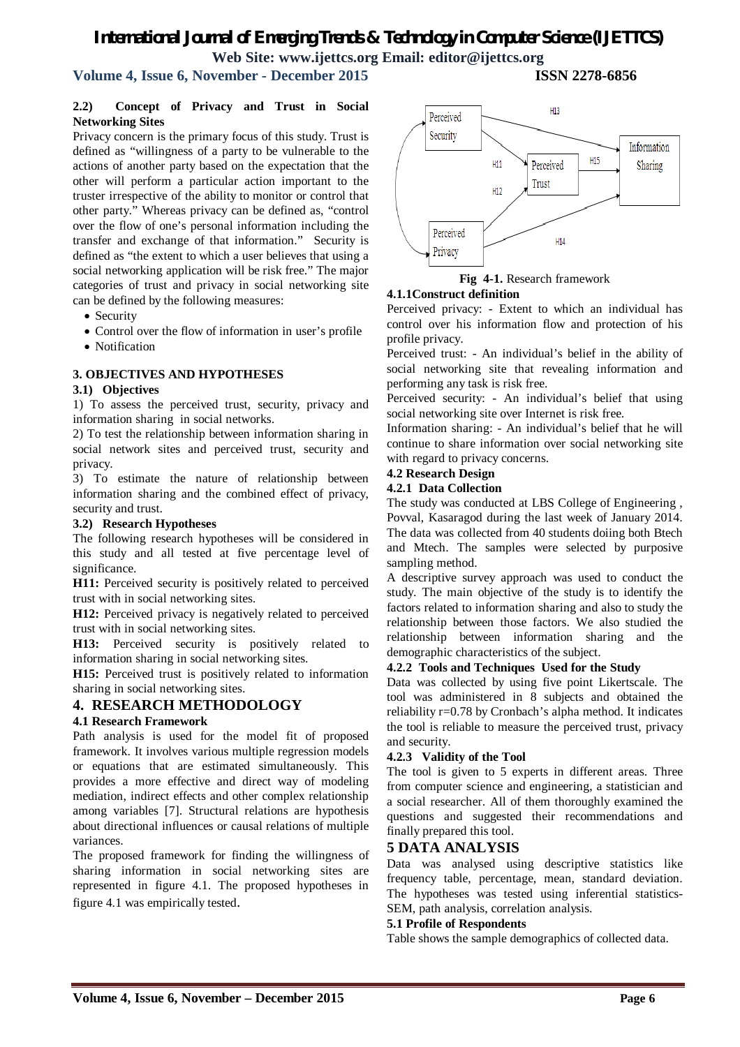**2.2) Concept of Privacy and Trust in Social Networking Sites**

Privacy concern is the primary focus of this study. Trust is defined as "willingness of a party to be vulnerable to the actions of another party based on the expectation that the other will perform a particular action important to the truster irrespective of the ability to monitor or control that other party." Whereas privacy can be defined as, "control over the flow of one's personal information including the transfer and exchange of that information." Security is defined as "the extent to which a user believes that using a social networking application will be risk free." The major categories of trust and privacy in social networking site can be defined by the following measures:

- Security
- Control over the flow of information in user's profile
- Notification

### 3. OBJECTIVES AND HYPOTHESES

**3.1) Objectives**

1) To assess the perceived trust, security, privacy and information sharing in social networks.

2) To test the relationship between information sharing in social network sites and perceived trust, security and privacy.

3) To estimate the nature of relationship between information sharing and the combined effect of privacy, security and trust.

**3.2) Research Hypotheses**

The following research hypotheses will be considered in this study and all tested at five percentage level of significance.

**H11:** Perceived security is positively related to perceived trust with in social networking sites.

**H12:** Perceived privacy is negatively related to perceived trust with in social networking sites.

**H13:** Perceived security is positively related to information sharing in social networking sites.

**H15:** Perceived trust is positively related to information sharing in social networking sites.

## 4. RESEARCH METHODOLOGY

**4.1 Research Framework**

Path analysis is used for the model fit of proposed framework. It involves various multiple regression models or equations that are estimated simultaneously. This provides a more effective and direct way of modeling mediation, indirect effects and other complex relationship among variables [7]. Structural relations are hypothesis about directional influences or causal relations of multiple variances.

The proposed framework for finding the willingness of sharing information in social networking sites are represented in figure 4.1. The proposed hypotheses in figure 4.1 was empirically tested.

**Fig 4-1.** Research framework

**4.1.1Construct definition**

Perceived privacy: - Extent to which an individual has control over his information flow and protection of his profile privacy.

Perceived trust: - An individual's belief in the ability of social networking site that revealing information and performing any task is risk free.

Perceived security: - An individual's belief that using social networking site over Internet is risk free.

Information sharing: - An individual's belief that he will continue to share information over social networking site with regard to privacy concerns.

**4.2 Research Design**

**4.2.1 Data Collection**

The study was conducted at LBS College of Engineering , Povval, Kasaragod during the last week of January 2014. The data was collected from 40 students doiing both Btech and Mtech. The samples were selected by purposive sampling method.

A descriptive survey approach was used to conduct the study. The main objective of the study is to identify the factors related to information sharing and also to study the relationship between those factors. We also studied the relationship between information sharing and the demographic characteristics of the subject.

**4.2.2 Tools and Techniques Used for the Study**

Data was collected by using five point Likertscale. The tool was administered in 8 subjects and obtained the reliability r=0.78 by Cronbach's alpha method. It indicates the tool is reliable to measure the perceived trust, privacy and security.

**4.2.3 Validity of the Tool**

The tool is given to 5 experts in different areas. Three from computer science and engineering, a statistician and a social researcher. All of them thoroughly examined the questions and suggested their recommendations and finally prepared this tool.

## 5 DATA ANALYSIS

Data was analysed using descriptive statistics like frequency table, percentage, mean, standard deviation. The hypotheses was tested using inferential statistics- SEM, path analysis, correlation analysis.

**5.1 Profile of Respondents**

Table shows the sample demographics of collected data.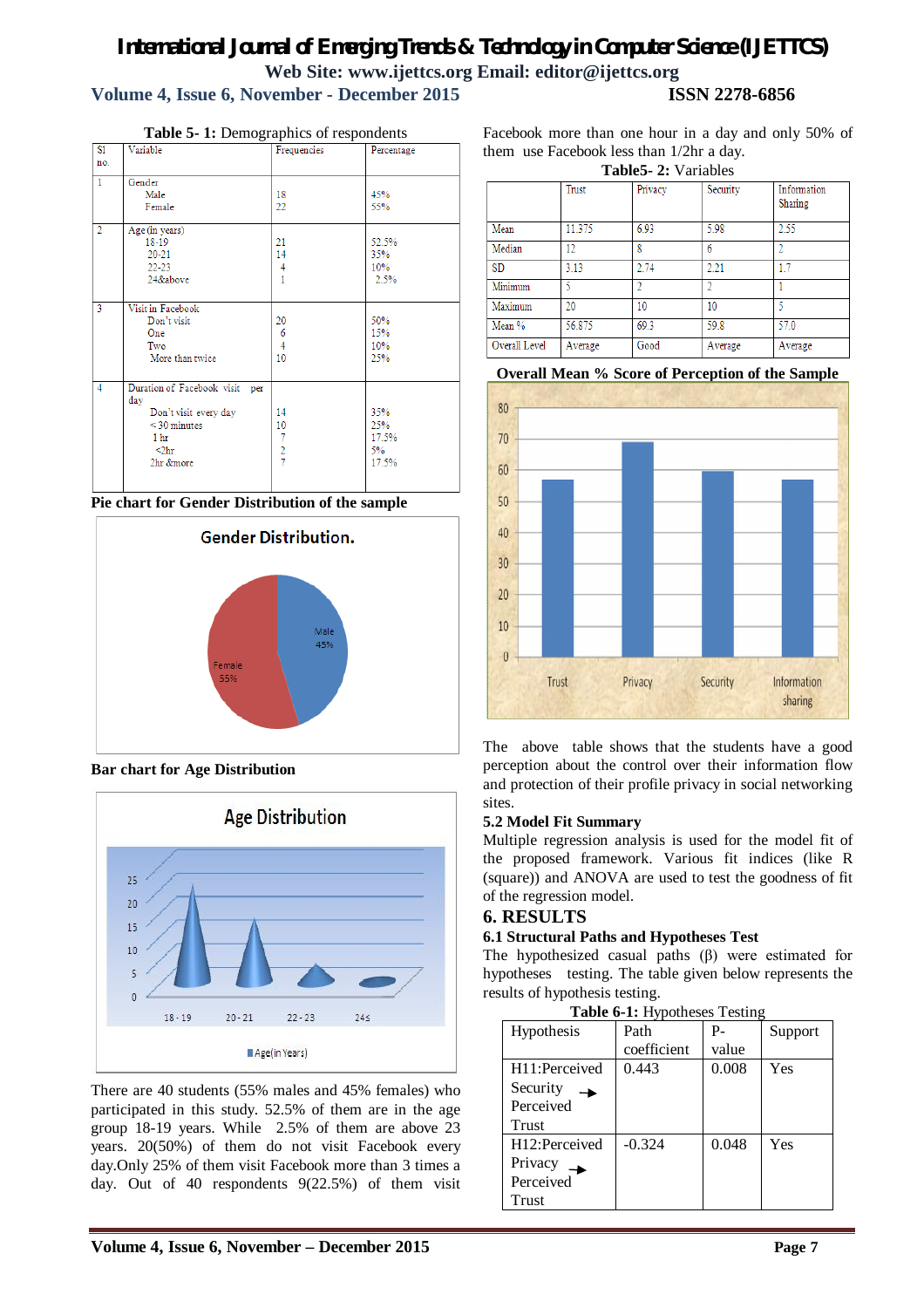**Table 5- 1:** Demographics of respondents

| Sl no. | Variable | Frequencies | Percentage |
|---|---|---|---|
| 1 | Gender<br>Male<br>Female | <br>18<br>22 | <br>45%<br>55% |
| 2 | Age (in years)<br>18-19<br>20-21<br>22-23<br>24&above | <br>21<br>14<br>4<br>1 | <br>52.5%<br>35%<br>10%<br>2.5% |
| 3 | Visit in Facebook<br>Don't visit<br>One<br>Two<br>More than twice | <br>20<br>6<br>4<br>10 | <br>50%<br>15%<br>10%<br>25% |
| 4 | Duration of Facebook visit per day<br>Don't visit every day<br>< 30 minutes<br>1 hr<br><2hr<br>2hr &more | <br>14<br>10<br>7<br>2<br>7 | <br>35%<br>25%<br>17.5%<br>5%<br>17.5% |

**Pie chart for Gender Distribution of the sample**

**Bar chart for Age Distribution**

There are 40 students (55% males and 45% females) who participated in this study. 52.5% of them are in the age group 18-19 years. While 2.5% of them are above 23 years. 20(50%) of them do not visit Facebook every day.Only 25% of them visit Facebook more than 3 times a day. Out of 40 respondents 9(22.5%) of them visit Facebook more than one hour in a day and only 50% of them use Facebook less than 1/2hr a day.

**Table5- 2:** Variables

| | Trust | Privacy | Security | Information Sharing |
|---|---|---|---|---|
| Mean | 11.375 | 6.93 | 5.98 | 2.55 |
| Median | 12 | 8 | 6 | 2 |
| SD | 3.13 | 2.74 | 2.21 | 1.7 |
| Minimum | 5 | 2 | 2 | 1 |
| Maximum | 20 | 10 | 10 | 5 |
| Mean % | 56.875 | 69.3 | 59.8 | 57.0 |
| Overall Level | Average | Good | Average | Average |

**Overall Mean % Score of Perception of the Sample**

The above table shows that the students have a good perception about the control over their information flow and protection of their profile privacy in social networking sites.

### 5.2 Model Fit Summary

Multiple regression analysis is used for the model fit of the proposed framework. Various fit indices (like R (square)) and ANOVA are used to test the goodness of fit of the regression model.

## 6. RESULTS

### 6.1 Structural Paths and Hypotheses Test

The hypothesized casual paths (β) were estimated for hypotheses testing. The table given below represents the results of hypothesis testing.

**Table 6-1:** Hypotheses Testing

| Hypothesis | Path coefficient | P-value | Support |
|---|---|---|---|
| H11:Perceived Security → Perceived Trust | 0.443 | 0.008 | Yes |
| H12:Perceived Privacy → Perceived Trust | -0.324 | 0.048 | Yes |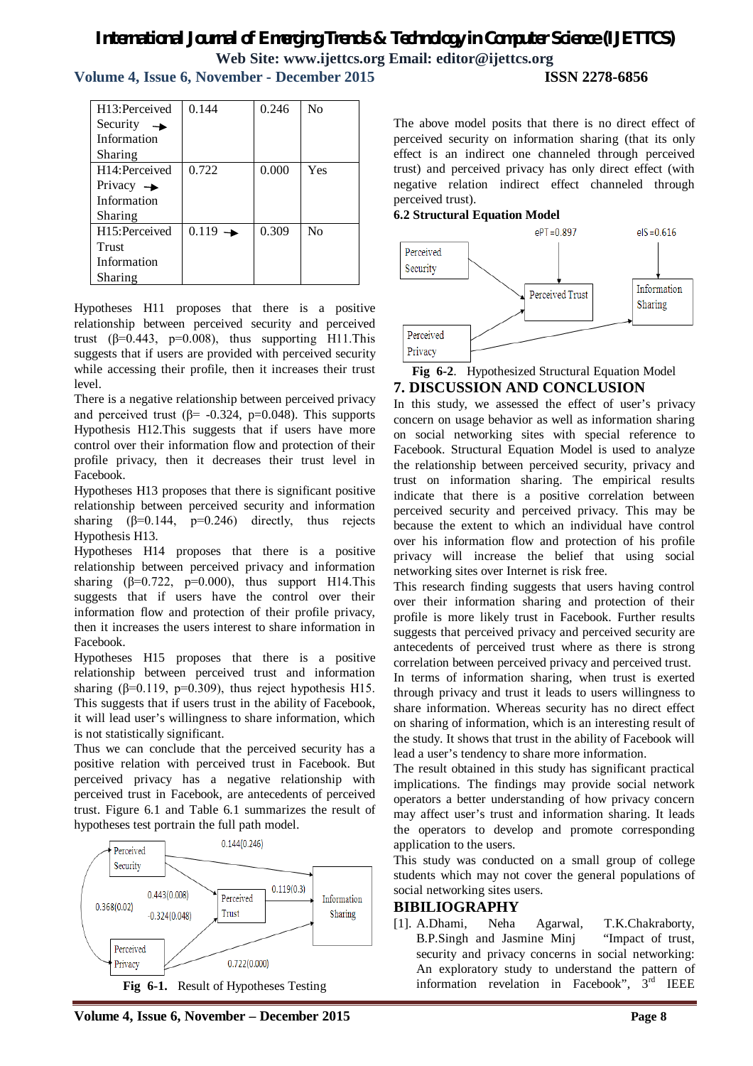| H13:Perceived Security → Information Sharing | 0.144 | 0.246 | No |
|---|---|---|---|
| H14:Perceived Privacy → Information Sharing | 0.722 | 0.000 | Yes |
| H15:Perceived Trust Information Sharing | 0.119 → | 0.309 | No |

Hypotheses H11 proposes that there is a positive relationship between perceived security and perceived trust (β=0.443, p=0.008), thus supporting H11.This suggests that if users are provided with perceived security while accessing their profile, then it increases their trust level.

There is a negative relationship between perceived privacy and perceived trust (β= -0.324, p=0.048). This supports Hypothesis H12.This suggests that if users have more control over their information flow and protection of their profile privacy, then it decreases their trust level in Facebook.

Hypotheses H13 proposes that there is significant positive relationship between perceived security and information sharing (β=0.144, p=0.246) directly, thus rejects Hypothesis H13.

Hypotheses H14 proposes that there is a positive relationship between perceived privacy and information sharing (β=0.722, p=0.000), thus support H14.This suggests that if users have the control over their information flow and protection of their profile privacy, then it increases the users interest to share information in Facebook.

Hypotheses H15 proposes that there is a positive relationship between perceived trust and information sharing (β=0.119, p=0.309), thus reject hypothesis H15. This suggests that if users trust in the ability of Facebook, it will lead user's willingness to share information, which is not statistically significant.

Thus we can conclude that the perceived security has a positive relation with perceived trust in Facebook. But perceived privacy has a negative relationship with perceived trust in Facebook, are antecedents of perceived trust. Figure 6.1 and Table 6.1 summarizes the result of hypotheses test portrain the full path model.

**Fig 6-1.** Result of Hypotheses Testing

The above model posits that there is no direct effect of perceived security on information sharing (that its only effect is an indirect one channeled through perceived trust) and perceived privacy has only direct effect (with negative relation indirect effect channeled through perceived trust).

### 6.2 Structural Equation Model

**Fig 6-2**. Hypothesized Structural Equation Model

## 7. DISCUSSION AND CONCLUSION

In this study, we assessed the effect of user's privacy concern on usage behavior as well as information sharing on social networking sites with special reference to Facebook. Structural Equation Model is used to analyze the relationship between perceived security, privacy and trust on information sharing. The empirical results indicate that there is a positive correlation between perceived security and perceived privacy. This may be because the extent to which an individual have control over his information flow and protection of his profile privacy will increase the belief that using social networking sites over Internet is risk free.

This research finding suggests that users having control over their information sharing and protection of their profile is more likely trust in Facebook. Further results suggests that perceived privacy and perceived security are antecedents of perceived trust where as there is strong correlation between perceived privacy and perceived trust.

In terms of information sharing, when trust is exerted through privacy and trust it leads to users willingness to share information. Whereas security has no direct effect on sharing of information, which is an interesting result of the study. It shows that trust in the ability of Facebook will lead a user's tendency to share more information.

The result obtained in this study has significant practical implications. The findings may provide social network operators a better understanding of how privacy concern may affect user's trust and information sharing. It leads the operators to develop and promote corresponding application to the users.

This study was conducted on a small group of college students which may not cover the general populations of social networking sites users.

## BIBILIOGRAPHY

[1]. A.Dhami, Neha Agarwal, T.K.Chakraborty, B.P.Singh and Jasmine Minj "Impact of trust, security and privacy concerns in social networking: An exploratory study to understand the pattern of information revelation in Facebook", 3rd IEEE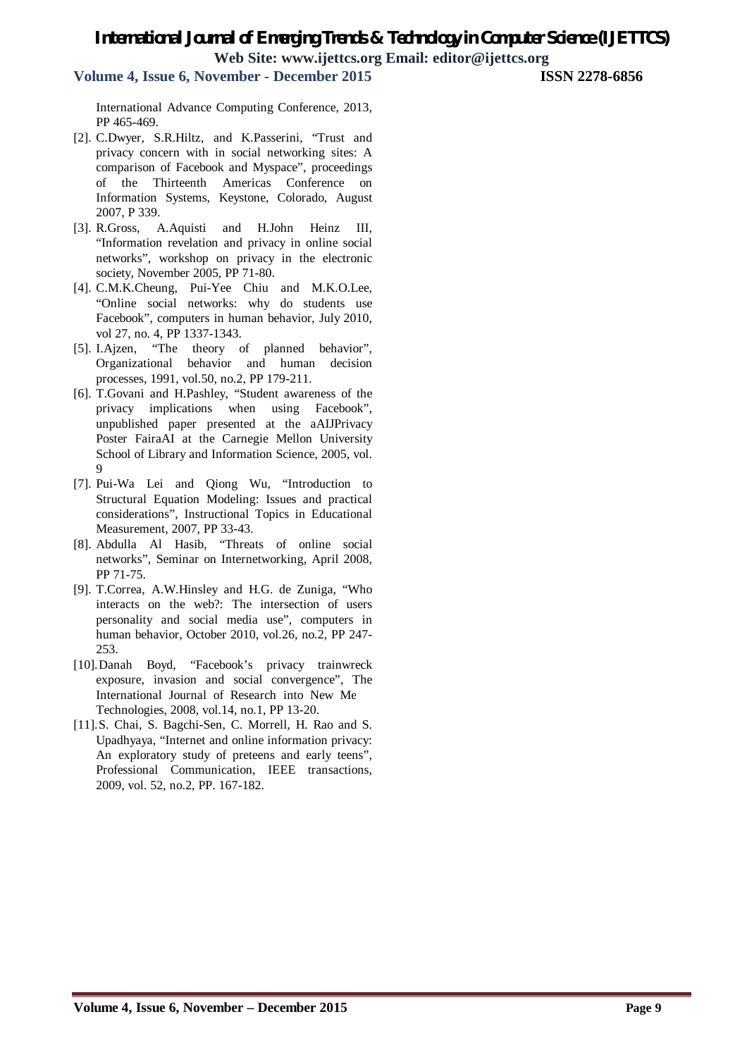International Advance Computing Conference, 2013, PP 465-469.

[2]. C.Dwyer, S.R.Hiltz, and K.Passerini, "Trust and privacy concern with in social networking sites: A comparison of Facebook and Myspace", proceedings of the Thirteenth Americas Conference on Information Systems, Keystone, Colorado, August 2007, P 339.

[3]. R.Gross, A.Aquisti and H.John Heinz III, "Information revelation and privacy in online social networks", workshop on privacy in the electronic society, November 2005, PP 71-80.

[4]. C.M.K.Cheung, Pui-Yee Chiu and M.K.O.Lee, "Online social networks: why do students use Facebook", computers in human behavior, July 2010, vol 27, no. 4, PP 1337-1343.

[5]. I.Ajzen, "The theory of planned behavior", Organizational behavior and human decision processes, 1991, vol.50, no.2, PP 179-211.

[6]. T.Govani and H.Pashley, "Student awareness of the privacy implications when using Facebook", unpublished paper presented at the aAIJPrivacy Poster FairaAI at the Carnegie Mellon University School of Library and Information Science, 2005, vol. 9

[7]. Pui-Wa Lei and Qiong Wu, "Introduction to Structural Equation Modeling: Issues and practical considerations", Instructional Topics in Educational Measurement, 2007, PP 33-43.

[8]. Abdulla Al Hasib, "Threats of online social networks", Seminar on Internetworking, April 2008, PP 71-75.

[9]. T.Correa, A.W.Hinsley and H.G. de Zuniga, "Who interacts on the web?: The intersection of users personality and social media use", computers in human behavior, October 2010, vol.26, no.2, PP 247-253.

[10]. Danah Boyd, "Facebook's privacy trainwreck exposure, invasion and social convergence", The International Journal of Research into New Me Technologies, 2008, vol.14, no.1, PP 13-20.

[11]. S. Chai, S. Bagchi-Sen, C. Morrell, H. Rao and S. Upadhyaya, "Internet and online information privacy: An exploratory study of preteens and early teens", Professional Communication, IEEE transactions, 2009, vol. 52, no.2, PP. 167-182.